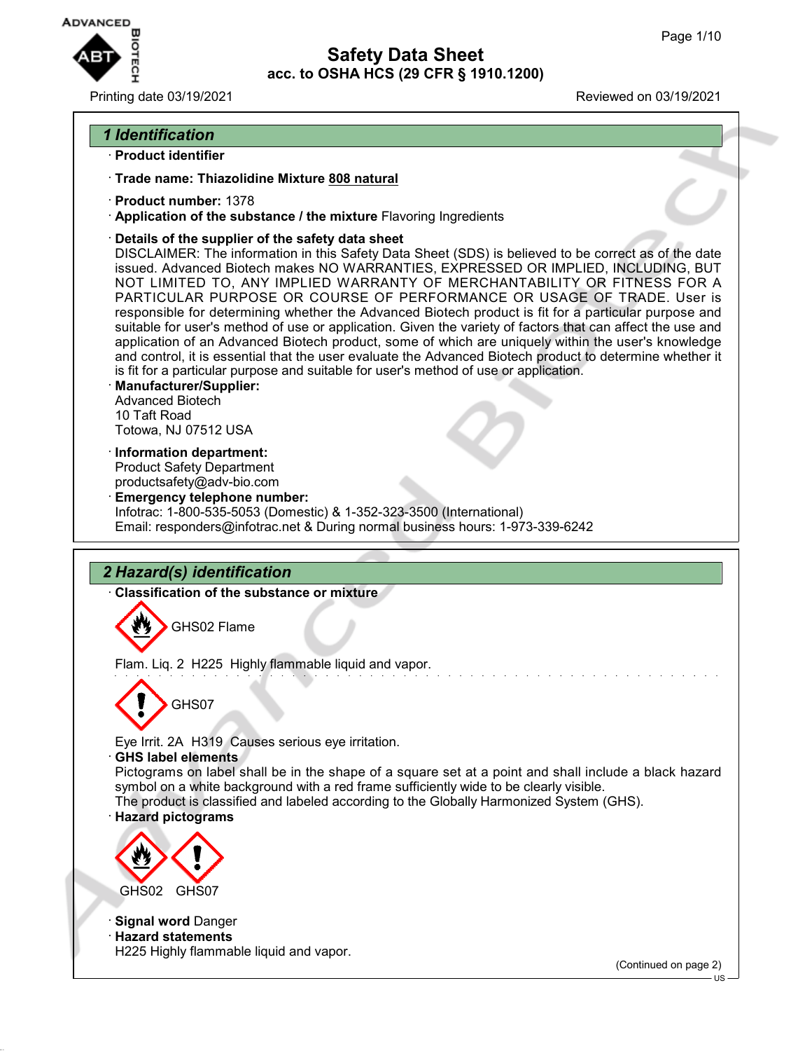# Safety Data Sheet
## acc. to OSHA HCS (29 CFR § 1910.1200)

Printing date 03/19/2021 Reviewed on 03/19/2021

## 1 Identification

· **Product identifier**

· **Trade name: Thiazolidine Mixture 808 natural**

· **Product number:** 1378

· **Application of the substance / the mixture** Flavoring Ingredients

· **Details of the supplier of the safety data sheet**

DISCLAIMER: The information in this Safety Data Sheet (SDS) is believed to be correct as of the date issued. Advanced Biotech makes NO WARRANTIES, EXPRESSED OR IMPLIED, INCLUDING, BUT NOT LIMITED TO, ANY IMPLIED WARRANTY OF MERCHANTABILITY OR FITNESS FOR A PARTICULAR PURPOSE OR COURSE OF PERFORMANCE OR USAGE OF TRADE. User is responsible for determining whether the Advanced Biotech product is fit for a particular purpose and suitable for user's method of use or application. Given the variety of factors that can affect the use and application of an Advanced Biotech product, some of which are uniquely within the user's knowledge and control, it is essential that the user evaluate the Advanced Biotech product to determine whether it is fit for a particular purpose and suitable for user's method of use or application.

· **Manufacturer/Supplier:**

Advanced Biotech
10 Taft Road
Totowa, NJ 07512 USA

· **Information department:**

Product Safety Department
productsafety@adv-bio.com

· **Emergency telephone number:**

Infotrac: 1-800-535-5053 (Domestic) & 1-352-323-3500 (International)
Email: responders@infotrac.net & During normal business hours: 1-973-339-6242

## 2 Hazard(s) identification

· **Classification of the substance or mixture**

GHS02 Flame

Flam. Liq. 2 H225 Highly flammable liquid and vapor.

GHS07

Eye Irrit. 2A H319 Causes serious eye irritation.

· **GHS label elements**

Pictograms on label shall be in the shape of a square set at a point and shall include a black hazard symbol on a white background with a red frame sufficiently wide to be clearly visible.
The product is classified and labeled according to the Globally Harmonized System (GHS).

· **Hazard pictograms**

GHS02 GHS07

· **Signal word** Danger

· **Hazard statements**

H225 Highly flammable liquid and vapor.

(Continued on page 2)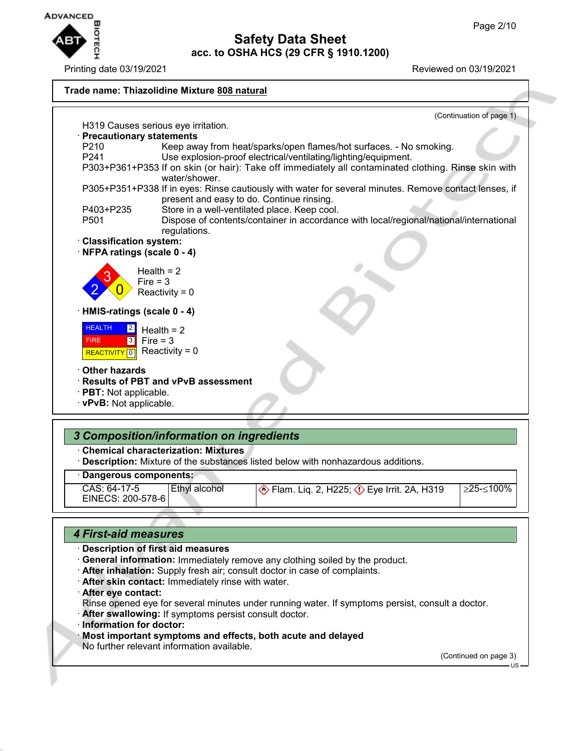Trade name: **Thiazolidine Mixture 808 natural**

(Continuation of page 1)

H319 Causes serious eye irritation.

· **Precautionary statements**

P210 Keep away from heat/sparks/open flames/hot surfaces. - No smoking.
P241 Use explosion-proof electrical/ventilating/lighting/equipment.
P303+P361+P353 If on skin (or hair): Take off immediately all contaminated clothing. Rinse skin with water/shower.
P305+P351+P338 If in eyes: Rinse cautiously with water for several minutes. Remove contact lenses, if present and easy to do. Continue rinsing.
P403+P235 Store in a well-ventilated place. Keep cool.
P501 Dispose of contents/container in accordance with local/regional/national/international regulations.

· **Classification system:**

· **NFPA ratings (scale 0 - 4)**

Health = 2
Fire = 3
Reactivity = 0

· **HMIS-ratings (scale 0 - 4)**

HEALTH 2 Health = 2
FIRE 3 Fire = 3
REACTIVITY 0 Reactivity = 0

· **Other hazards**

· **Results of PBT and vPvB assessment**

· **PBT:** Not applicable.

· **vPvB:** Not applicable.

## *3 Composition/information on ingredients*

· **Chemical characterization: Mixtures**

· **Description:** Mixture of the substances listed below with nonhazardous additions.

· **Dangerous components:**

| | | | |
|---|---|---|---|
| CAS: 64-17-5 EINECS: 200-578-6 | Ethyl alcohol | Flam. Liq. 2, H225; Eye Irrit. 2A, H319 | ≥25-≤100% |

## *4 First-aid measures*

· **Description of first aid measures**

· **General information:** Immediately remove any clothing soiled by the product.

· **After inhalation:** Supply fresh air; consult doctor in case of complaints.

· **After skin contact:** Immediately rinse with water.

· **After eye contact:**
Rinse opened eye for several minutes under running water. If symptoms persist, consult a doctor.

· **After swallowing:** If symptoms persist consult doctor.

· **Information for doctor:**

· **Most important symptoms and effects, both acute and delayed**
No further relevant information available.

(Continued on page 3)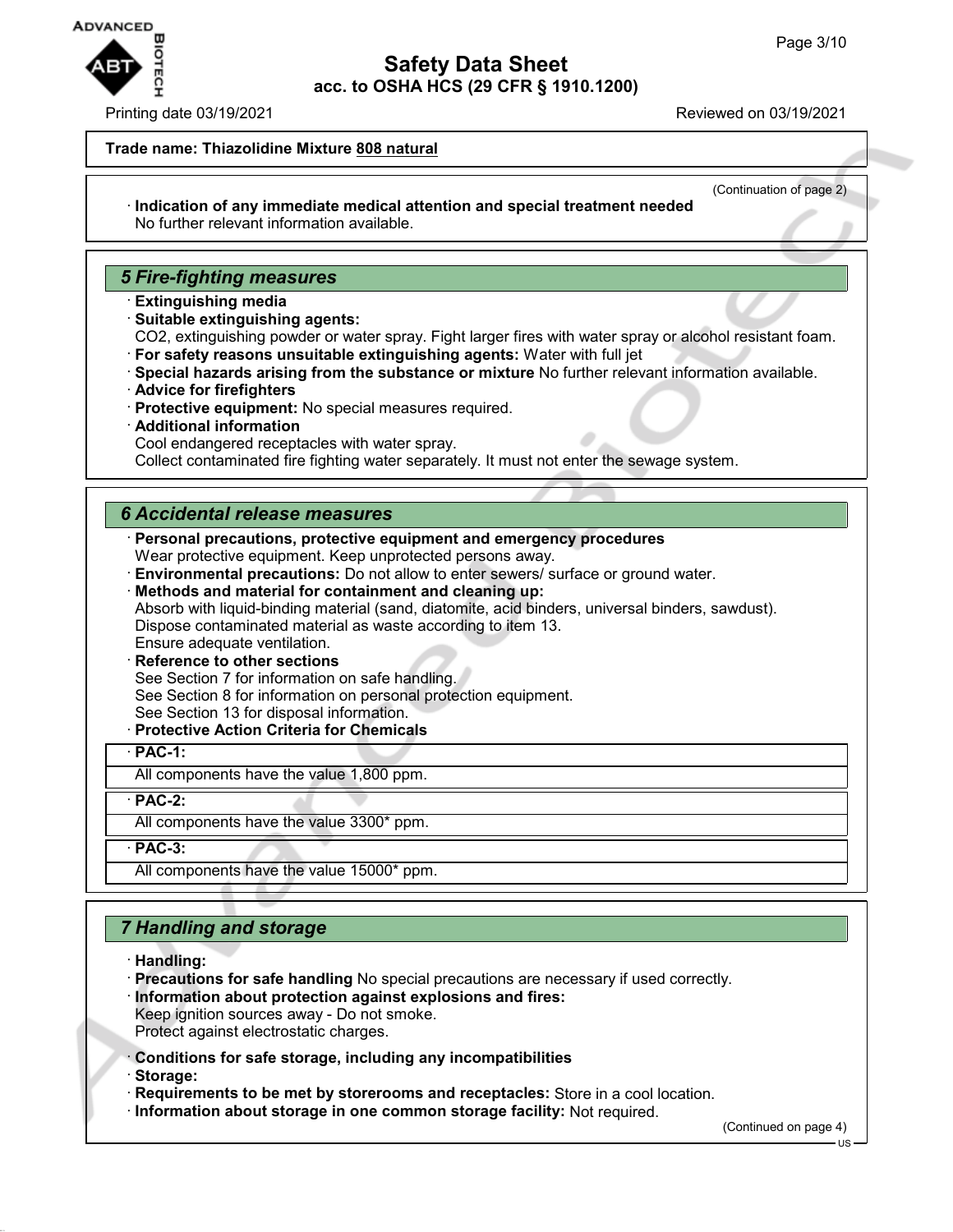**Trade name: Thiazolidine Mixture 808 natural**

(Continuation of page 2)

· **Indication of any immediate medical attention and special treatment needed**
No further relevant information available.

## 5 Fire-fighting measures

· **Extinguishing media**
· **Suitable extinguishing agents:**
$CO_2$, extinguishing powder or water spray. Fight larger fires with water spray or alcohol resistant foam.
· **For safety reasons unsuitable extinguishing agents:** Water with full jet
· **Special hazards arising from the substance or mixture** No further relevant information available.
· **Advice for firefighters**
· **Protective equipment:** No special measures required.
· **Additional information**
Cool endangered receptacles with water spray.
Collect contaminated fire fighting water separately. It must not enter the sewage system.

## 6 Accidental release measures

· **Personal precautions, protective equipment and emergency procedures**
Wear protective equipment. Keep unprotected persons away.
· **Environmental precautions:** Do not allow to enter sewers/ surface or ground water.
· **Methods and material for containment and cleaning up:**
Absorb with liquid-binding material (sand, diatomite, acid binders, universal binders, sawdust).
Dispose contaminated material as waste according to item 13.
Ensure adequate ventilation.
· **Reference to other sections**
See Section 7 for information on safe handling.
See Section 8 for information on personal protection equipment.
See Section 13 for disposal information.
· **Protective Action Criteria for Chemicals**

| · **PAC-1:** |
|---|
| All components have the value 1,800 ppm. |

| · **PAC-2:** |
|---|
| All components have the value 3300* ppm. |

| · **PAC-3:** |
|---|
| All components have the value 15000* ppm. |

## 7 Handling and storage

· **Handling:**
· **Precautions for safe handling** No special precautions are necessary if used correctly.
· **Information about protection against explosions and fires:**
Keep ignition sources away - Do not smoke.
Protect against electrostatic charges.

· **Conditions for safe storage, including any incompatibilities**
· **Storage:**
· **Requirements to be met by storerooms and receptacles:** Store in a cool location.
· **Information about storage in one common storage facility:** Not required.

(Continued on page 4)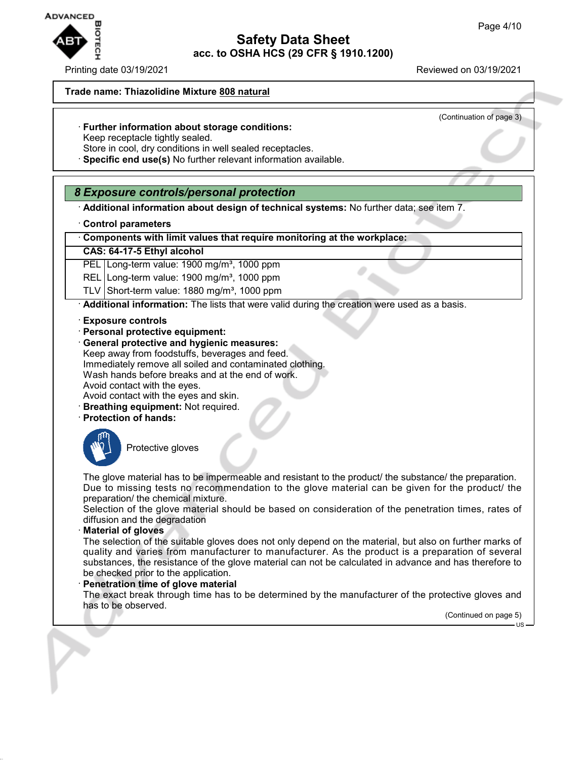**Trade name: Thiazolidine Mixture 808 natural**

(Continuation of page 3)

· **Further information about storage conditions:**
Keep receptacle tightly sealed.
Store in cool, dry conditions in well sealed receptacles.
· **Specific end use(s)** No further relevant information available.

## *8 Exposure controls/personal protection*

· **Additional information about design of technical systems:** No further data; see item 7.

· **Control parameters**

| · Components with limit values that require monitoring at the workplace: | |
|---|---|
| **CAS: 64-17-5 Ethyl alcohol** | |
| PEL | Long-term value: 1900 mg/m³, 1000 ppm |
| REL | Long-term value: 1900 mg/m³, 1000 ppm |
| TLV | Short-term value: 1880 mg/m³, 1000 ppm |

· **Additional information:** The lists that were valid during the creation were used as a basis.

· **Exposure controls**
· **Personal protective equipment:**
· **General protective and hygienic measures:**
Keep away from foodstuffs, beverages and feed.
Immediately remove all soiled and contaminated clothing.
Wash hands before breaks and at the end of work.
Avoid contact with the eyes.
Avoid contact with the eyes and skin.
· **Breathing equipment:** Not required.
· **Protection of hands:**

Protective gloves

The glove material has to be impermeable and resistant to the product/ the substance/ the preparation.
Due to missing tests no recommendation to the glove material can be given for the product/ the preparation/ the chemical mixture.
Selection of the glove material should be based on consideration of the penetration times, rates of diffusion and the degradation
· **Material of gloves**
The selection of the suitable gloves does not only depend on the material, but also on further marks of quality and varies from manufacturer to manufacturer. As the product is a preparation of several substances, the resistance of the glove material can not be calculated in advance and has therefore to be checked prior to the application.
· **Penetration time of glove material**
The exact break through time has to be determined by the manufacturer of the protective gloves and has to be observed.

(Continued on page 5)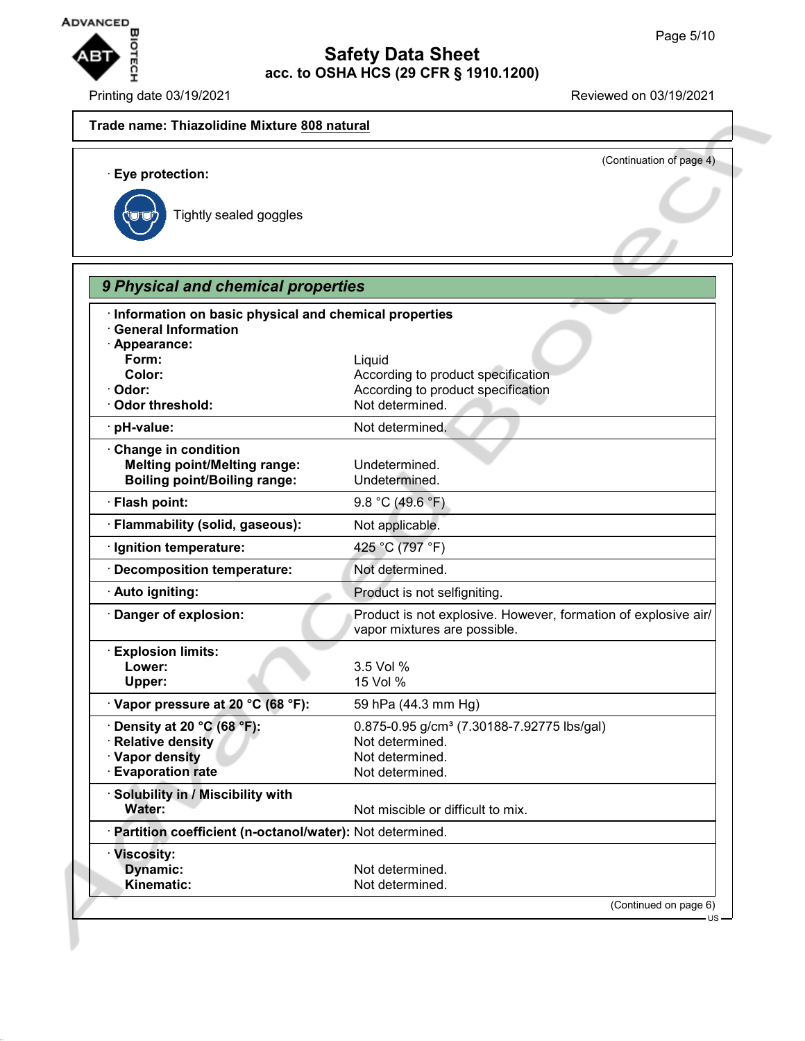Trade name: **Thiazolidine Mixture 808 natural**

(Continuation of page 4)

· **Eye protection:**

Tightly sealed goggles

## 9 Physical and chemical properties

| | |
|---|---|
| · **Information on basic physical and chemical properties** | |
| · **General Information** | |
| · **Appearance:** | |
| **Form:** | Liquid |
| **Color:** | According to product specification |
| · **Odor:** | According to product specification |
| · **Odor threshold:** | Not determined. |
| · **pH-value:** | Not determined. |
| · **Change in condition** | |
| **Melting point/Melting range:** | Undetermined. |
| **Boiling point/Boiling range:** | Undetermined. |
| · **Flash point:** | 9.8 °C (49.6 °F) |
| · **Flammability (solid, gaseous):** | Not applicable. |
| · **Ignition temperature:** | 425 °C (797 °F) |
| · **Decomposition temperature:** | Not determined. |
| · **Auto igniting:** | Product is not selfigniting. |
| · **Danger of explosion:** | Product is not explosive. However, formation of explosive air/vapor mixtures are possible. |
| · **Explosion limits:** | |
| **Lower:** | 3.5 Vol % |
| **Upper:** | 15 Vol % |
| · **Vapor pressure at 20 °C (68 °F):** | 59 hPa (44.3 mm Hg) |
| · **Density at 20 °C (68 °F):** | 0.875-0.95 g/cm³ (7.30188-7.92775 lbs/gal) |
| · **Relative density** | Not determined. |
| · **Vapor density** | Not determined. |
| · **Evaporation rate** | Not determined. |
| · **Solubility in / Miscibility with** | |
| **Water:** | Not miscible or difficult to mix. |
| · **Partition coefficient (n-octanol/water):** | Not determined. |
| · **Viscosity:** | |
| **Dynamic:** | Not determined. |
| **Kinematic:** | Not determined. |

(Continued on page 6)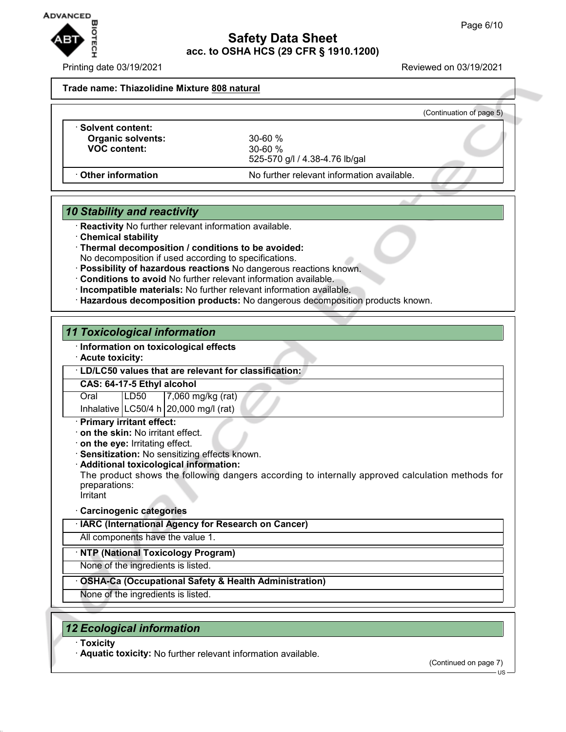**Trade name: Thiazolidine Mixture 808 natural**

(Continuation of page 5)

| · **Solvent content:** | |
|---|---|
| **Organic solvents:** | 30-60 % |
| **VOC content:** | 30-60 %<br>525-570 g/l / 4.38-4.76 lb/gal |
| · **Other information** | No further relevant information available. |

## 10 Stability and reactivity

· **Reactivity** No further relevant information available.
· **Chemical stability**
· **Thermal decomposition / conditions to be avoided:**
No decomposition if used according to specifications.
· **Possibility of hazardous reactions** No dangerous reactions known.
· **Conditions to avoid** No further relevant information available.
· **Incompatible materials:** No further relevant information available.
· **Hazardous decomposition products:** No dangerous decomposition products known.

## 11 Toxicological information

· **Information on toxicological effects**
· **Acute toxicity:**

| · **LD/LC50 values that are relevant for classification:** | | |
|---|---|---|
| **CAS: 64-17-5 Ethyl alcohol** | | |
| Oral | LD50 | 7,060 mg/kg (rat) |
| Inhalative | LC50/4 h | 20,000 mg/l (rat) |

· **Primary irritant effect:**
· **on the skin:** No irritant effect.
· **on the eye:** Irritating effect.
· **Sensitization:** No sensitizing effects known.
· **Additional toxicological information:**
The product shows the following dangers according to internally approved calculation methods for preparations:
Irritant

· **Carcinogenic categories**

| · **IARC (International Agency for Research on Cancer)** |
|---|
| All components have the value 1. |

| · **NTP (National Toxicology Program)** |
|---|
| None of the ingredients is listed. |

| · **OSHA-Ca (Occupational Safety & Health Administration)** |
|---|
| None of the ingredients is listed. |

## 12 Ecological information

· **Toxicity**
· **Aquatic toxicity:** No further relevant information available.

(Continued on page 7)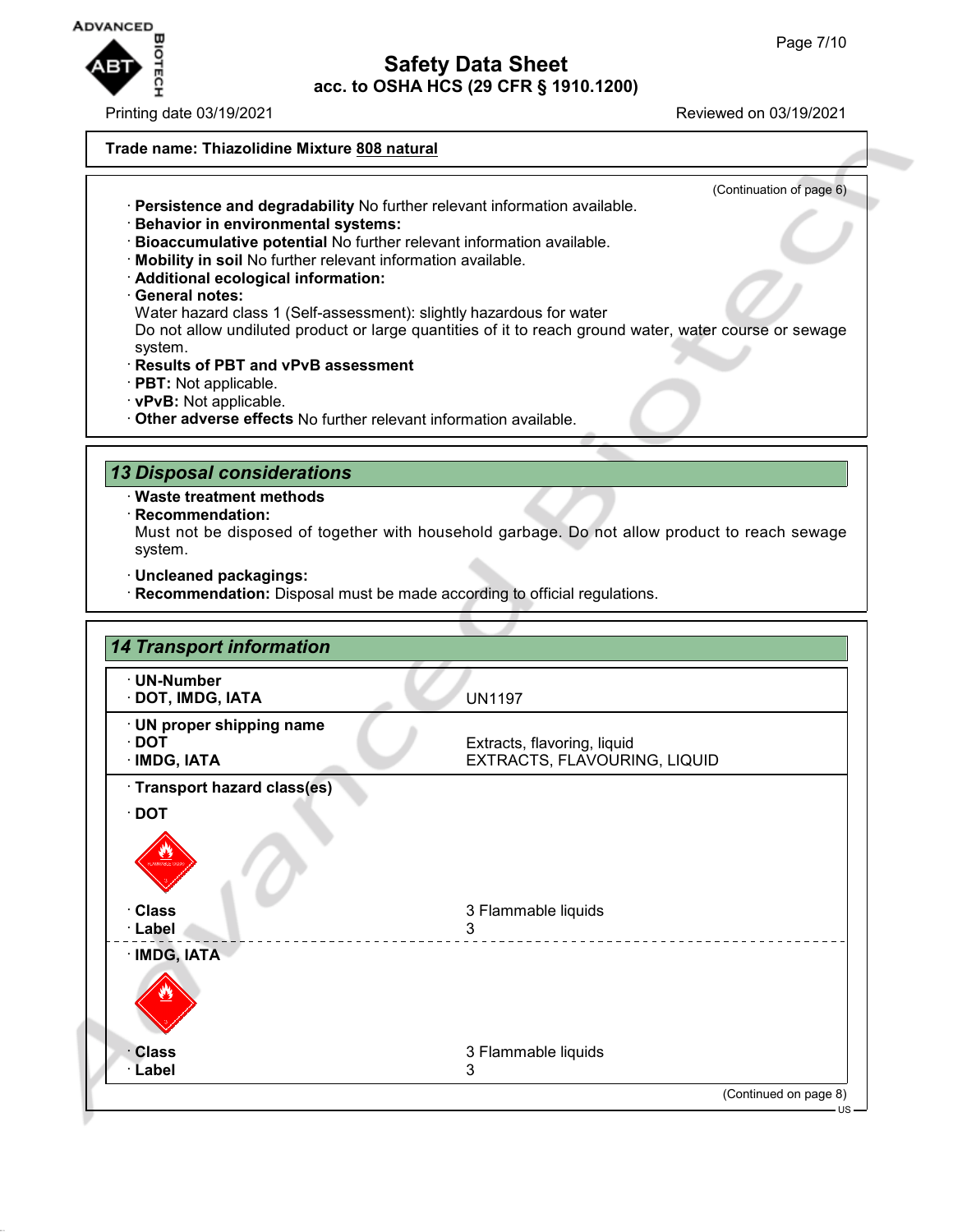Trade name: Thiazolidine Mixture 808 natural

(Continuation of page 6)

· **Persistence and degradability** No further relevant information available.
· **Behavior in environmental systems:**
· **Bioaccumulative potential** No further relevant information available.
· **Mobility in soil** No further relevant information available.
· **Additional ecological information:**
· **General notes:**
Water hazard class 1 (Self-assessment): slightly hazardous for water
Do not allow undiluted product or large quantities of it to reach ground water, water course or sewage system.
· **Results of PBT and vPvB assessment**
· **PBT:** Not applicable.
· **vPvB:** Not applicable.
· **Other adverse effects** No further relevant information available.

## 13 Disposal considerations

· **Waste treatment methods**
· **Recommendation:**
Must not be disposed of together with household garbage. Do not allow product to reach sewage system.

· **Uncleaned packagings:**
· **Recommendation:** Disposal must be made according to official regulations.

## 14 Transport information

| | |
|---|---|
| · **UN-Number**<br>· **DOT, IMDG, IATA** | UN1197 |
| · **UN proper shipping name**<br>· **DOT**<br>· **IMDG, IATA** | <br>Extracts, flavoring, liquid<br>EXTRACTS, FLAVOURING, LIQUID |
| · **Transport hazard class(es)** | |
| · **DOT** | |
| · **Class** | 3 Flammable liquids |
| · **Label** | 3 |
| · **IMDG, IATA** | |
| · **Class** | 3 Flammable liquids |
| · **Label** | 3 |

(Continued on page 8)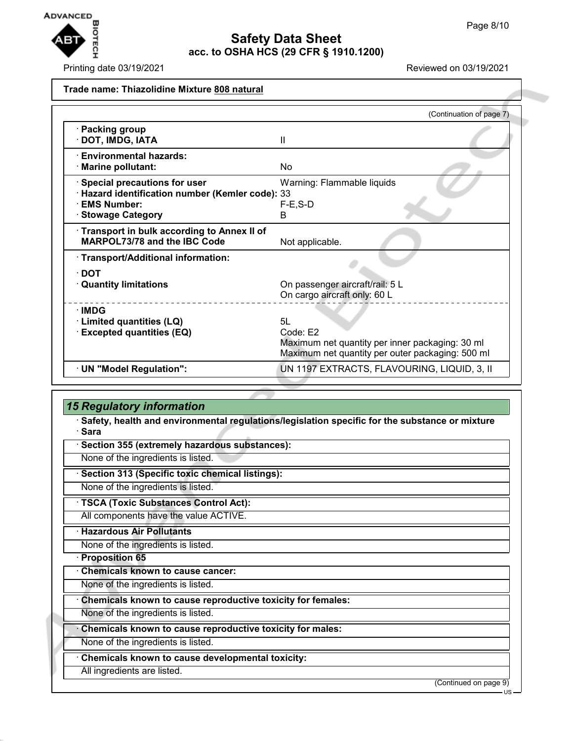**Trade name: Thiazolidine Mixture 808 natural**

(Continuation of page 7)

| | |
|---|---|
| · **Packing group** | |
| · **DOT, IMDG, IATA** | II |
| · **Environmental hazards:** | |
| · **Marine pollutant:** | No |
| · **Special precautions for user** | Warning: Flammable liquids |
| · **Hazard identification number (Kemler code):** | 33 |
| · **EMS Number:** | F-E,S-D |
| · **Stowage Category** | B |
| · **Transport in bulk according to Annex II of MARPOL73/78 and the IBC Code** | Not applicable. |
| · **Transport/Additional information:** | |
| · **DOT** | |
| · **Quantity limitations** | On passenger aircraft/rail: 5 L<br>On cargo aircraft only: 60 L |
| · **IMDG** | |
| · **Limited quantities (LQ)** | 5L |
| · **Excepted quantities (EQ)** | Code: E2<br>Maximum net quantity per inner packaging: 30 ml<br>Maximum net quantity per outer packaging: 500 ml |
| · **UN "Model Regulation":** | UN 1197 EXTRACTS, FLAVOURING, LIQUID, 3, II |

## *15 Regulatory information*

· **Safety, health and environmental regulations/legislation specific for the substance or mixture**

· **Sara**

· **Section 355 (extremely hazardous substances):**

None of the ingredients is listed.

· **Section 313 (Specific toxic chemical listings):**

None of the ingredients is listed.

· **TSCA (Toxic Substances Control Act):**

All components have the value ACTIVE.

· **Hazardous Air Pollutants**

None of the ingredients is listed.

· **Proposition 65**

· **Chemicals known to cause cancer:**

None of the ingredients is listed.

· **Chemicals known to cause reproductive toxicity for females:**

None of the ingredients is listed.

· **Chemicals known to cause reproductive toxicity for males:**

None of the ingredients is listed.

· **Chemicals known to cause developmental toxicity:**

All ingredients are listed.

(Continued on page 9)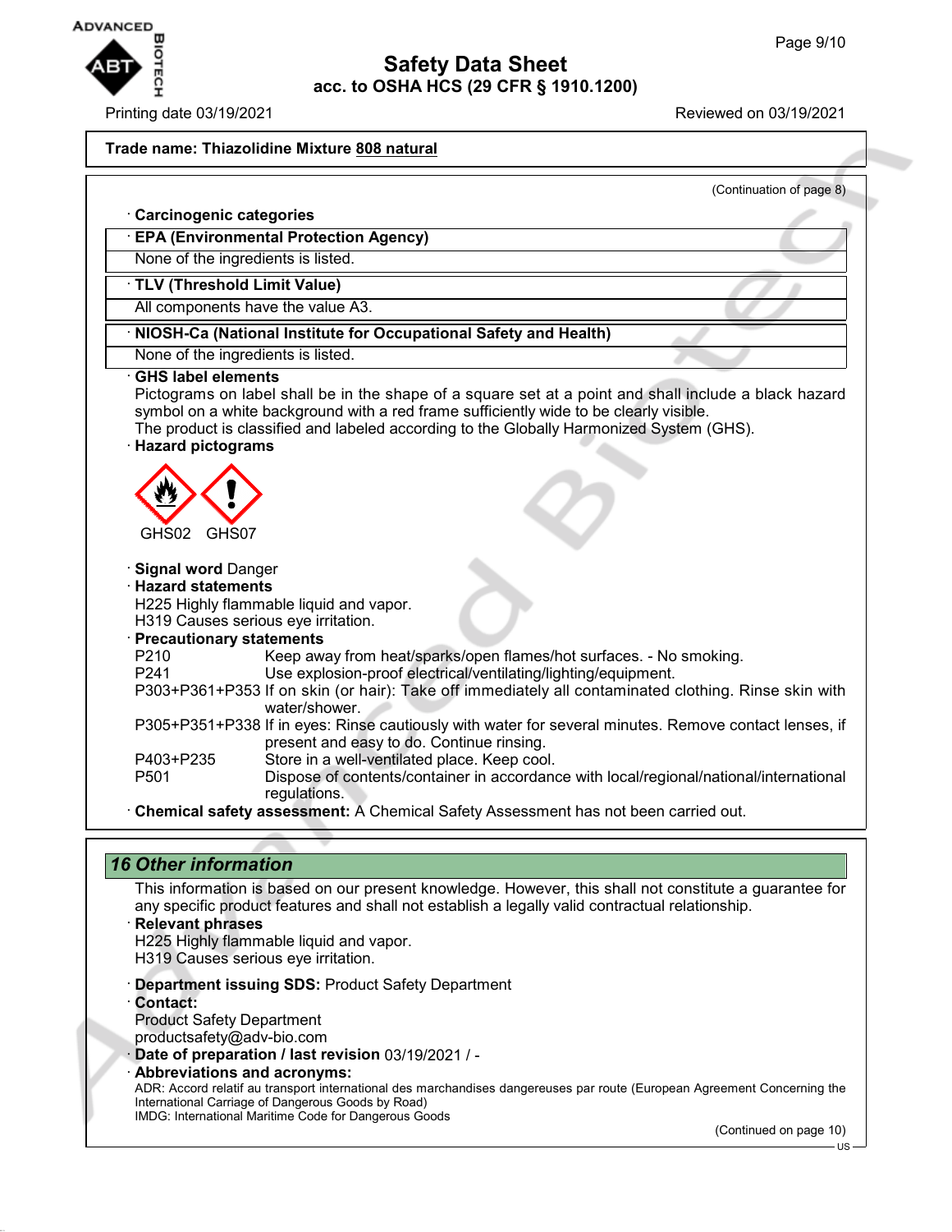**Trade name: Thiazolidine Mixture 808 natural**

(Continuation of page 8)

· **Carcinogenic categories**

· **EPA (Environmental Protection Agency)**

None of the ingredients is listed.

· **TLV (Threshold Limit Value)**

All components have the value A3.

· **NIOSH-Ca (National Institute for Occupational Safety and Health)**

None of the ingredients is listed.

· **GHS label elements**

Pictograms on label shall be in the shape of a square set at a point and shall include a black hazard symbol on a white background with a red frame sufficiently wide to be clearly visible.
The product is classified and labeled according to the Globally Harmonized System (GHS).

· **Hazard pictograms**

GHS02 GHS07

· **Signal word** Danger

· **Hazard statements**

H225 Highly flammable liquid and vapor.
H319 Causes serious eye irritation.

· **Precautionary statements**

| | |
|---|---|
| P210 | Keep away from heat/sparks/open flames/hot surfaces. - No smoking. |
| P241 | Use explosion-proof electrical/ventilating/lighting/equipment. |
| P303+P361+P353 | If on skin (or hair): Take off immediately all contaminated clothing. Rinse skin with water/shower. |
| P305+P351+P338 | If in eyes: Rinse cautiously with water for several minutes. Remove contact lenses, if present and easy to do. Continue rinsing. |
| P403+P235 | Store in a well-ventilated place. Keep cool. |
| P501 | Dispose of contents/container in accordance with local/regional/national/international regulations. |

· **Chemical safety assessment:** A Chemical Safety Assessment has not been carried out.

## *16 Other information*

This information is based on our present knowledge. However, this shall not constitute a guarantee for any specific product features and shall not establish a legally valid contractual relationship.

· **Relevant phrases**

H225 Highly flammable liquid and vapor.
H319 Causes serious eye irritation.

· **Department issuing SDS:** Product Safety Department

· **Contact:**

Product Safety Department
productsafety@adv-bio.com

· **Date of preparation / last revision** 03/19/2021 / -

· **Abbreviations and acronyms:**

ADR: Accord relatif au transport international des marchandises dangereuses par route (European Agreement Concerning the International Carriage of Dangerous Goods by Road)
IMDG: International Maritime Code for Dangerous Goods

(Continued on page 10)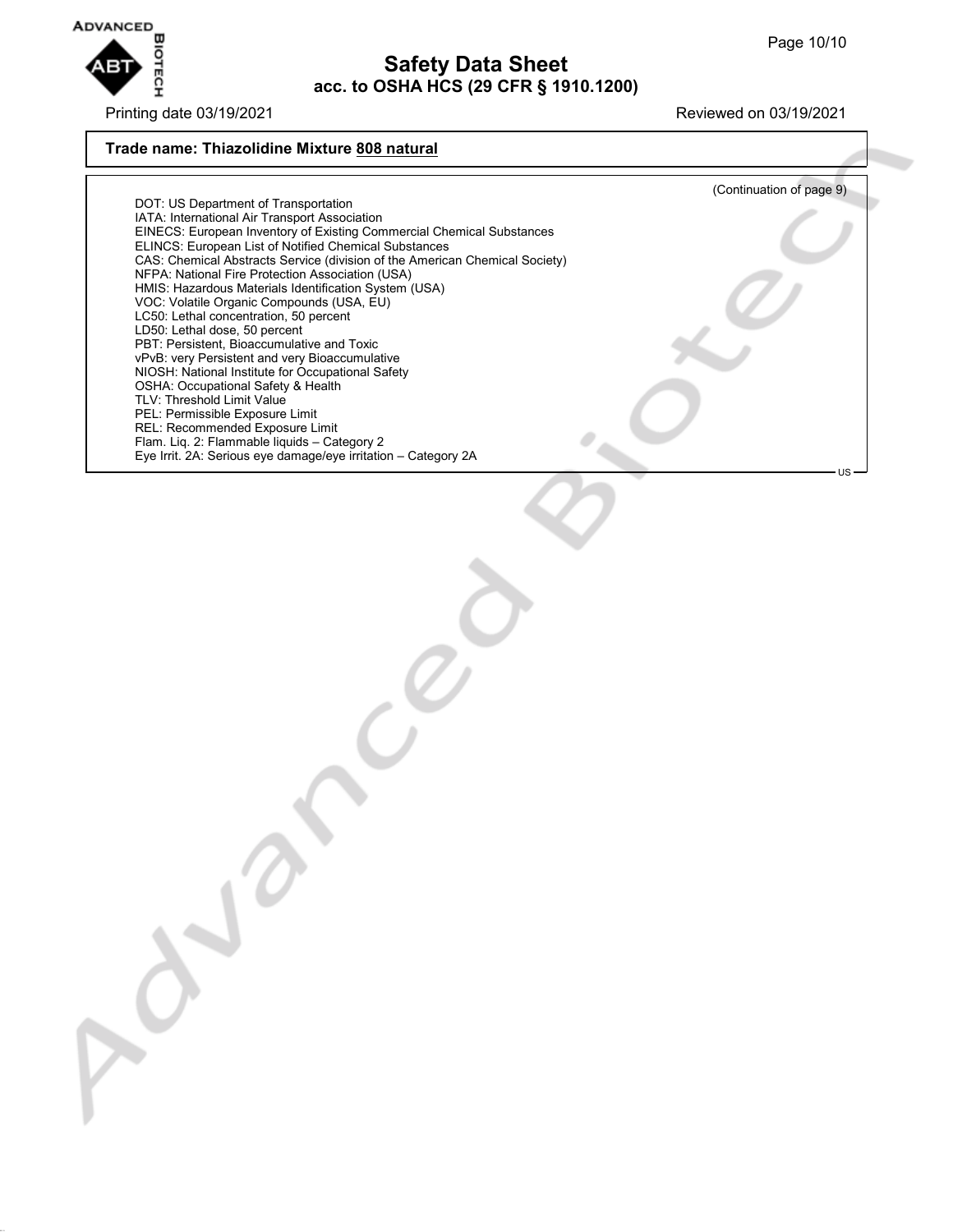**Trade name: Thiazolidine Mixture 808 natural**

(Continuation of page 9)

DOT: US Department of Transportation
IATA: International Air Transport Association
EINECS: European Inventory of Existing Commercial Chemical Substances
ELINCS: European List of Notified Chemical Substances
CAS: Chemical Abstracts Service (division of the American Chemical Society)
NFPA: National Fire Protection Association (USA)
HMIS: Hazardous Materials Identification System (USA)
VOC: Volatile Organic Compounds (USA, EU)
LC50: Lethal concentration, 50 percent
LD50: Lethal dose, 50 percent
PBT: Persistent, Bioaccumulative and Toxic
vPvB: very Persistent and very Bioaccumulative
NIOSH: National Institute for Occupational Safety
OSHA: Occupational Safety & Health
TLV: Threshold Limit Value
PEL: Permissible Exposure Limit
REL: Recommended Exposure Limit
Flam. Liq. 2: Flammable liquids – Category 2
Eye Irrit. 2A: Serious eye damage/eye irritation – Category 2A